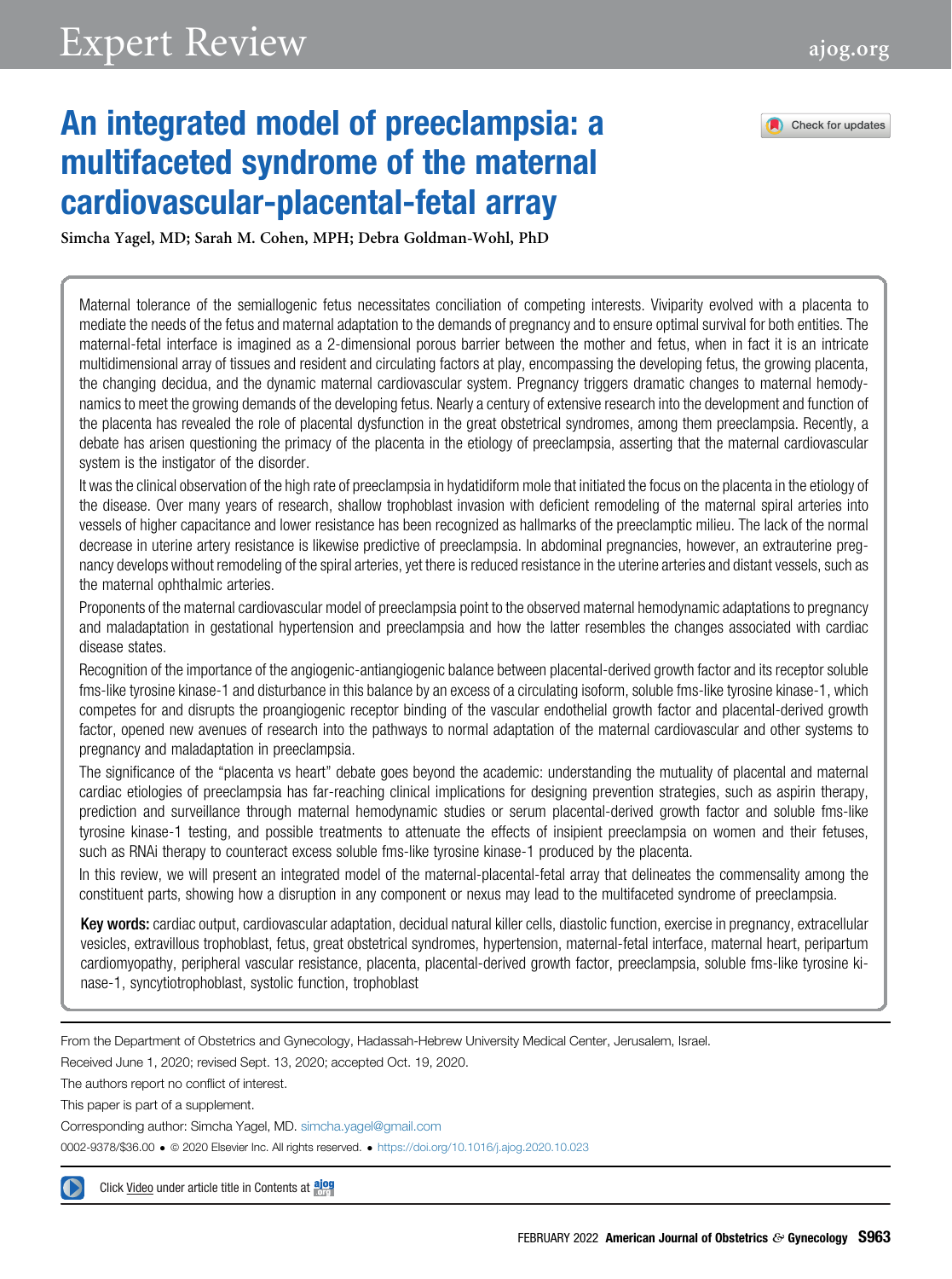# An integrated model of preeclampsia: a multifaceted syndrome of the maternal cardiovascular-placental-fetal array

Simcha Yagel, MD; Sarah M. Cohen, MPH; Debra Goldman-Wohl, PhD

Maternal tolerance of the semiallogenic fetus necessitates conciliation of competing interests. Viviparity evolved with a placenta to mediate the needs of the fetus and maternal adaptation to the demands of pregnancy and to ensure optimal survival for both entities. The maternal-fetal interface is imagined as a 2-dimensional porous barrier between the mother and fetus, when in fact it is an intricate multidimensional array of tissues and resident and circulating factors at play, encompassing the developing fetus, the growing placenta, the changing decidua, and the dynamic maternal cardiovascular system. Pregnancy triggers dramatic changes to maternal hemodynamics to meet the growing demands of the developing fetus. Nearly a century of extensive research into the development and function of the placenta has revealed the role of placental dysfunction in the great obstetrical syndromes, among them preeclampsia. Recently, a debate has arisen questioning the primacy of the placenta in the etiology of preeclampsia, asserting that the maternal cardiovascular system is the instigator of the disorder.

It was the clinical observation of the high rate of preeclampsia in hydatidiform mole that initiated the focus on the placenta in the etiology of the disease. Over many years of research, shallow trophoblast invasion with deficient remodeling of the maternal spiral arteries into vessels of higher capacitance and lower resistance has been recognized as hallmarks of the preeclamptic milieu. The lack of the normal decrease in uterine artery resistance is likewise predictive of preeclampsia. In abdominal pregnancies, however, an extrauterine pregnancy develops without remodeling of the spiral arteries, yet there is reduced resistance in the uterine arteries and distant vessels, such as the maternal ophthalmic arteries.

Proponents of the maternal cardiovascular model of preeclampsia point to the observed maternal hemodynamic adaptations to pregnancy and maladaptation in gestational hypertension and preeclampsia and how the latter resembles the changes associated with cardiac disease states.

Recognition of the importance of the angiogenic-antiangiogenic balance between placental-derived growth factor and its receptor soluble fms-like tyrosine kinase-1 and disturbance in this balance by an excess of a circulating isoform, soluble fms-like tyrosine kinase-1, which competes for and disrupts the proangiogenic receptor binding of the vascular endothelial growth factor and placental-derived growth factor, opened new avenues of research into the pathways to normal adaptation of the maternal cardiovascular and other systems to pregnancy and maladaptation in preeclampsia.

The significance of the "placenta vs heart" debate goes beyond the academic: understanding the mutuality of placental and maternal cardiac etiologies of preeclampsia has far-reaching clinical implications for designing prevention strategies, such as aspirin therapy, prediction and surveillance through maternal hemodynamic studies or serum placental-derived growth factor and soluble fms-like tyrosine kinase-1 testing, and possible treatments to attenuate the effects of insipient preeclampsia on women and their fetuses, such as RNAi therapy to counteract excess soluble fms-like tyrosine kinase-1 produced by the placenta.

In this review, we will present an integrated model of the maternal-placental-fetal array that delineates the commensality among the constituent parts, showing how a disruption in any component or nexus may lead to the multifaceted syndrome of preeclampsia.

**Key words:** cardiac output, cardiovascular adaptation, decidual natural killer cells, diastolic function, exercise in pregnancy, extracellular vesicles, extravillous trophoblast, fetus, great obstetrical syndromes, hypertension, maternal-fetal interface, maternal heart, peripartum cardiomyopathy, peripheral vascular resistance, placenta, placental-derived growth factor, preeclampsia, soluble fms-like tyrosine kinase-1, syncytiotrophoblast, systolic function, trophoblast

From the Department of Obstetrics and Gynecology, Hadassah-Hebrew University Medical Center, Jerusalem, Israel.

Received June 1, 2020; revised Sept. 13, 2020; accepted Oct. 19, 2020.

The authors report no conflict of interest.

This paper is part of a supplement.

Corresponding author: Simcha Yagel, MD. simcha.yagel@gmail.com

0002-9378/$36.00 • © 2020 Elsevier Inc. All rights reserved. • https://doi.org/10.1016/j.ajog.2020.10.023

Click Video under article title in Contents at ajog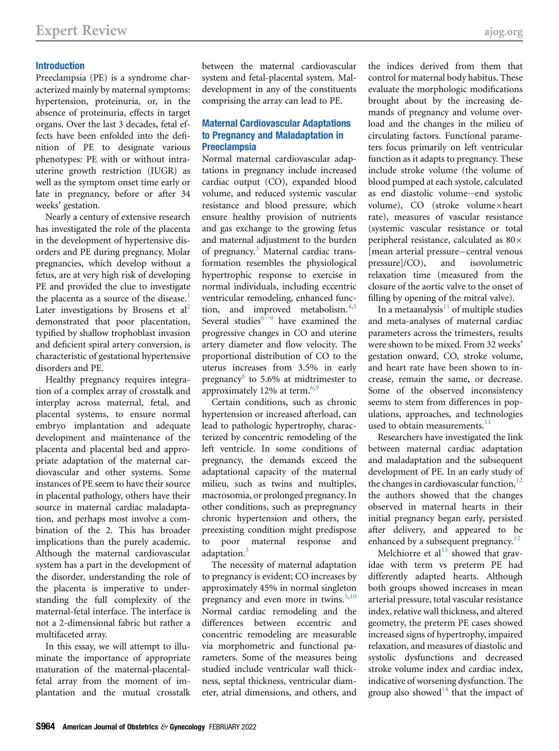## Introduction

Preeclampsia (PE) is a syndrome characterized mainly by maternal symptoms: hypertension, proteinuria, or, in the absence of proteinuria, effects in target organs. Over the last 3 decades, fetal effects have been enfolded into the definition of PE to designate various phenotypes: PE with or without intrauterine growth restriction (IUGR) as well as the symptom onset time early or late in pregnancy, before or after 34 weeks' gestation.

Nearly a century of extensive research has investigated the role of the placenta in the development of hypertensive disorders and PE during pregnancy. Molar pregnancies, which develop without a fetus, are at very high risk of developing PE and provided the clue to investigate the placenta as a source of the disease.[1] Later investigations by Brosens et al[2] demonstrated that poor placentation, typified by shallow trophoblast invasion and deficient spiral artery conversion, is characteristic of gestational hypertensive disorders and PE.

Healthy pregnancy requires integration of a complex array of crosstalk and interplay across maternal, fetal, and placental systems, to ensure normal embryo implantation and adequate development and maintenance of the placenta and placental bed and appropriate adaptation of the maternal cardiovascular and other systems. Some instances of PE seem to have their source in placental pathology, others have their source in maternal cardiac maladaptation, and perhaps most involve a combination of the 2. This has broader implications than the purely academic. Although the maternal cardiovascular system has a part in the development of the disorder, understanding the role of the placenta is imperative to understanding the full complexity of the maternal-fetal interface. The interface is not a 2-dimensional fabric but rather a multifaceted array.

In this essay, we will attempt to illuminate the importance of appropriate maturation of the maternal-placental-fetal array from the moment of implantation and the mutual crosstalk between the maternal cardiovascular system and fetal-placental system. Maldevelopment in any of the constituents comprising the array can lead to PE.

## Maternal Cardiovascular Adaptations to Pregnancy and Maladaptation in Preeclampsia

Normal maternal cardiovascular adaptations in pregnancy include increased cardiac output (CO), expanded blood volume, and reduced systemic vascular resistance and blood pressure, which ensure healthy provision of nutrients and gas exchange to the growing fetus and maternal adjustment to the burden of pregnancy.[3] Maternal cardiac transformation resembles the physiological hypertrophic response to exercise in normal individuals, including eccentric ventricular remodeling, enhanced function, and improved metabolism.[4,5] Several studies[6–9] have examined the progressive changes in CO and uterine artery diameter and flow velocity. The proportional distribution of CO to the uterus increases from 3.5% in early pregnancy[6] to 5.6% at midtrimester to approximately 12% at term.[6,9]

Certain conditions, such as chronic hypertension or increased afterload, can lead to pathologic hypertrophy, characterized by concentric remodeling of the left ventricle. In some conditions of pregnancy, the demands exceed the adaptational capacity of the maternal milieu, such as twins and multiples, macrosomia, or prolonged pregnancy. In other conditions, such as prepregnancy chronic hypertension and others, the preexisting condition might predispose to poor maternal response and adaptation.[3]

The necessity of maternal adaptation to pregnancy is evident; CO increases by approximately 45% in normal singleton pregnancy and even more in twins.[3,10] Normal cardiac remodeling and the differences between eccentric and concentric remodeling are measurable via morphometric and functional parameters. Some of the measures being studied include ventricular wall thickness, septal thickness, ventricular diameter, atrial dimensions, and others, and the indices derived from them that control for maternal body habitus. These evaluate the morphologic modifications brought about by the increasing demands of pregnancy and volume overload and the changes in the milieu of circulating factors. Functional parameters focus primarily on left ventricular function as it adapts to pregnancy. These include stroke volume (the volume of blood pumped at each systole, calculated as end diastolic volume−end systolic volume), CO (stroke volume×heart rate), measures of vascular resistance (systemic vascular resistance or total peripheral resistance, calculated as 80×[mean arterial pressure−central venous pressure]/CO), and isovolumetric relaxation time (measured from the closure of the aortic valve to the onset of filling by opening of the mitral valve).

In a metaanalysis[11] of multiple studies and meta-analyses of maternal cardiac parameters across the trimesters, results were shown to be mixed. From 32 weeks' gestation onward, CO, stroke volume, and heart rate have been shown to increase, remain the same, or decrease. Some of the observed inconsistency seems to stem from differences in populations, approaches, and technologies used to obtain measurements.[11]

Researchers have investigated the link between maternal cardiac adaptation and maladaptation and the subsequent development of PE. In an early study of the changes in cardiovascular function,[12] the authors showed that the changes observed in maternal hearts in their initial pregnancy began early, persisted after delivery, and appeared to be enhanced by a subsequent pregnancy.[12]

Melchiorre et al[13] showed that gravidae with term vs preterm PE had differently adapted hearts. Although both groups showed increases in mean arterial pressure, total vascular resistance index, relative wall thickness, and altered geometry, the preterm PE cases showed increased signs of hypertrophy, impaired relaxation, and measures of diastolic and systolic dysfunctions and decreased stroke volume index and cardiac index, indicative of worsening dysfunction. The group also showed[14] that the impact of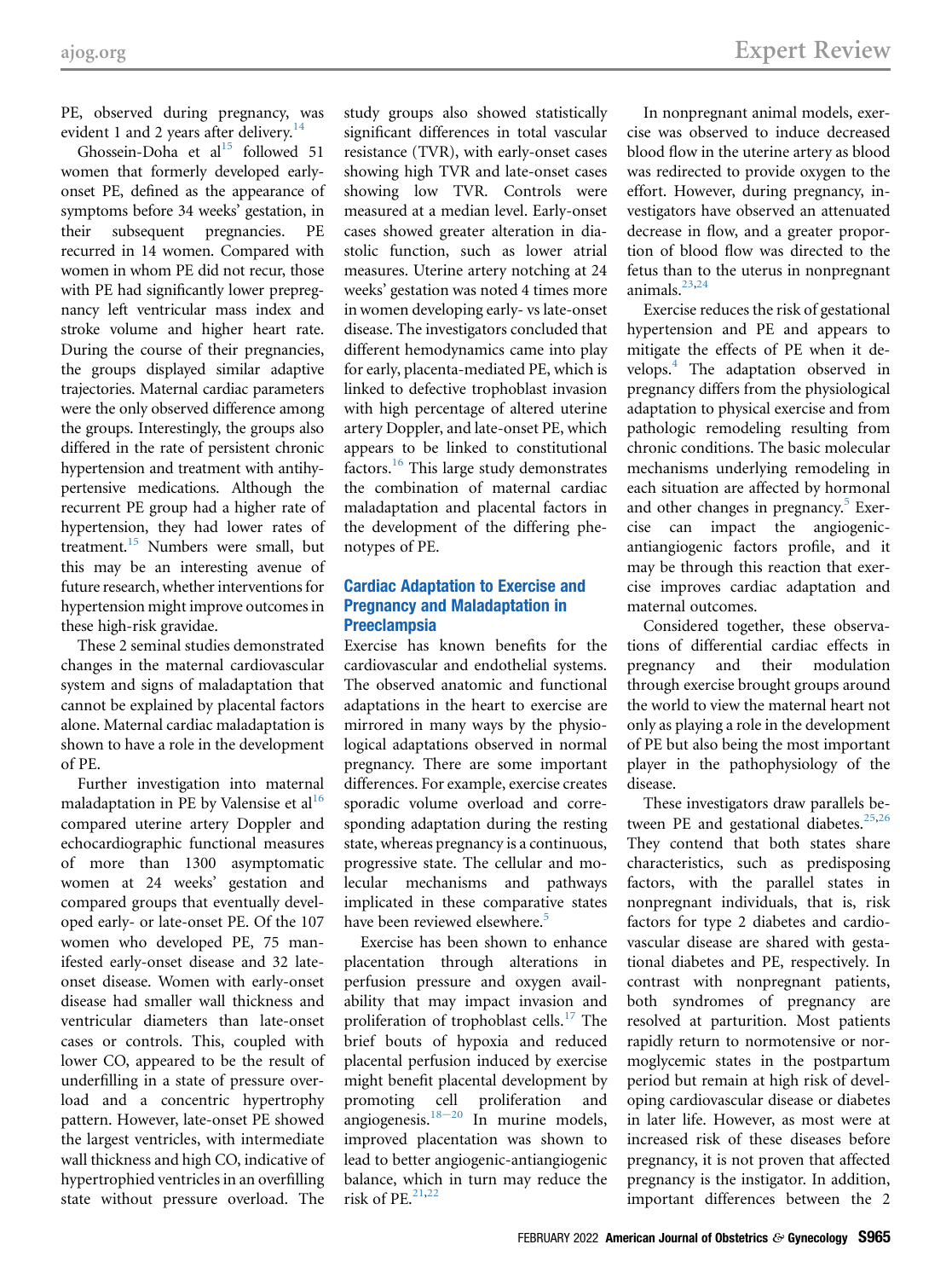PE, observed during pregnancy, was evident 1 and 2 years after delivery.[14]

Ghossein-Doha et al[15] followed 51 women that formerly developed early-onset PE, defined as the appearance of symptoms before 34 weeks' gestation, in their subsequent pregnancies. PE recurred in 14 women. Compared with women in whom PE did not recur, those with PE had significantly lower prepregnancy left ventricular mass index and stroke volume and higher heart rate. During the course of their pregnancies, the groups displayed similar adaptive trajectories. Maternal cardiac parameters were the only observed difference among the groups. Interestingly, the groups also differed in the rate of persistent chronic hypertension and treatment with antihypertensive medications. Although the recurrent PE group had a higher rate of hypertension, they had lower rates of treatment.[15] Numbers were small, but this may be an interesting avenue of future research, whether interventions for hypertension might improve outcomes in these high-risk gravidae.

These 2 seminal studies demonstrated changes in the maternal cardiovascular system and signs of maladaptation that cannot be explained by placental factors alone. Maternal cardiac maladaptation is shown to have a role in the development of PE.

Further investigation into maternal maladaptation in PE by Valensise et al[16] compared uterine artery Doppler and echocardiographic functional measures of more than 1300 asymptomatic women at 24 weeks' gestation and compared groups that eventually developed early- or late-onset PE. Of the 107 women who developed PE, 75 manifested early-onset disease and 32 late-onset disease. Women with early-onset disease had smaller wall thickness and ventricular diameters than late-onset cases or controls. This, coupled with lower CO, appeared to be the result of underfilling in a state of pressure overload and a concentric hypertrophy pattern. However, late-onset PE showed the largest ventricles, with intermediate wall thickness and high CO, indicative of hypertrophied ventricles in an overfilling state without pressure overload. The study groups also showed statistically significant differences in total vascular resistance (TVR), with early-onset cases showing high TVR and late-onset cases showing low TVR. Controls were measured at a median level. Early-onset cases showed greater alteration in diastolic function, such as lower atrial measures. Uterine artery notching at 24 weeks' gestation was noted 4 times more in women developing early- vs late-onset disease. The investigators concluded that different hemodynamics came into play for early, placenta-mediated PE, which is linked to defective trophoblast invasion with high percentage of altered uterine artery Doppler, and late-onset PE, which appears to be linked to constitutional factors.[16] This large study demonstrates the combination of maternal cardiac maladaptation and placental factors in the development of the differing phenotypes of PE.

## Cardiac Adaptation to Exercise and Pregnancy and Maladaptation in Preeclampsia

Exercise has known benefits for the cardiovascular and endothelial systems. The observed anatomic and functional adaptations in the heart to exercise are mirrored in many ways by the physiological adaptations observed in normal pregnancy. There are some important differences. For example, exercise creates sporadic volume overload and corresponding adaptation during the resting state, whereas pregnancy is a continuous, progressive state. The cellular and molecular mechanisms and pathways implicated in these comparative states have been reviewed elsewhere.[5]

Exercise has been shown to enhance placentation through alterations in perfusion pressure and oxygen availability that may impact invasion and proliferation of trophoblast cells.[17] The brief bouts of hypoxia and reduced placental perfusion induced by exercise might benefit placental development by promoting cell proliferation and angiogenesis.[18–20] In murine models, improved placentation was shown to lead to better angiogenic-antiangiogenic balance, which in turn may reduce the risk of PE.[21,22]

In nonpregnant animal models, exercise was observed to induce decreased blood flow in the uterine artery as blood was redirected to provide oxygen to the effort. However, during pregnancy, investigators have observed an attenuated decrease in flow, and a greater proportion of blood flow was directed to the fetus than to the uterus in nonpregnant animals.[23,24]

Exercise reduces the risk of gestational hypertension and PE and appears to mitigate the effects of PE when it develops.[4] The adaptation observed in pregnancy differs from the physiological adaptation to physical exercise and from pathologic remodeling resulting from chronic conditions. The basic molecular mechanisms underlying remodeling in each situation are affected by hormonal and other changes in pregnancy.[5] Exercise can impact the angiogenic-antiangiogenic factors profile, and it may be through this reaction that exercise improves cardiac adaptation and maternal outcomes.

Considered together, these observations of differential cardiac effects in pregnancy and their modulation through exercise brought groups around the world to view the maternal heart not only as playing a role in the development of PE but also being the most important player in the pathophysiology of the disease.

These investigators draw parallels between PE and gestational diabetes.[25,26] They contend that both states share characteristics, such as predisposing factors, with the parallel states in nonpregnant individuals, that is, risk factors for type 2 diabetes and cardiovascular disease are shared with gestational diabetes and PE, respectively. In contrast with nonpregnant patients, both syndromes of pregnancy are resolved at parturition. Most patients rapidly return to normotensive or normoglycemic states in the postpartum period but remain at high risk of developing cardiovascular disease or diabetes in later life. However, as most were at increased risk of these diseases before pregnancy, it is not proven that affected pregnancy is the instigator. In addition, important differences between the 2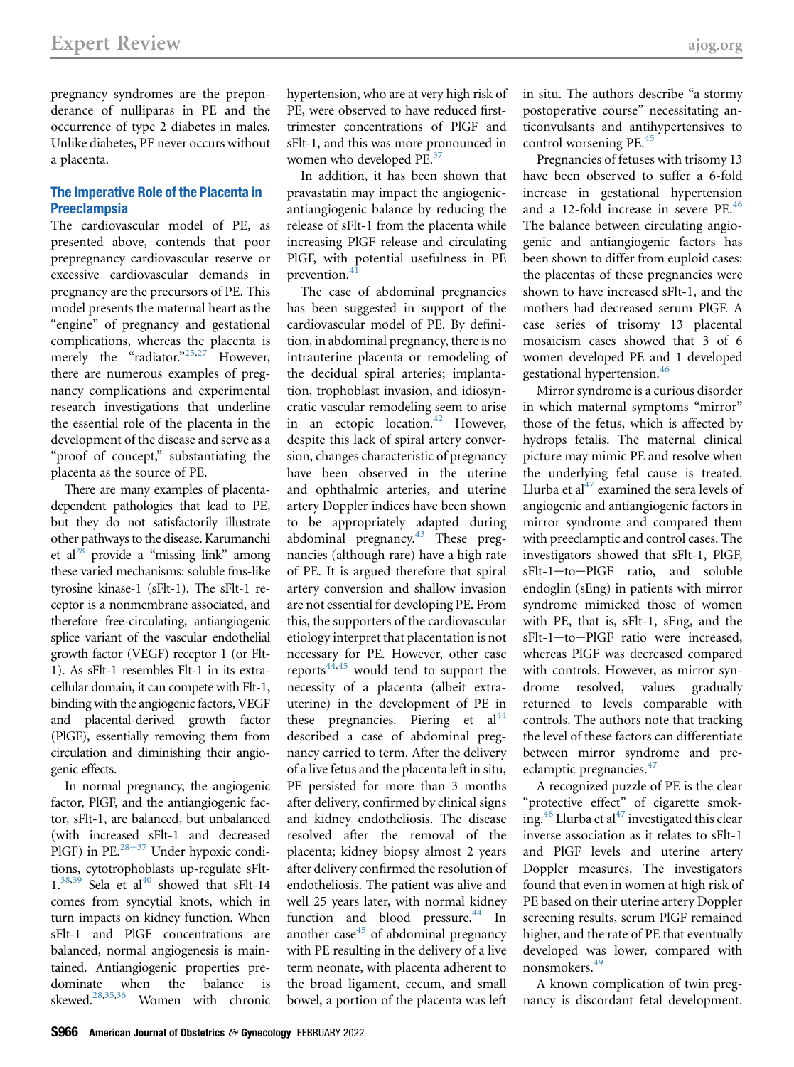pregnancy syndromes are the preponderance of nulliparas in PE and the occurrence of type 2 diabetes in males. Unlike diabetes, PE never occurs without a placenta.

## The Imperative Role of the Placenta in Preeclampsia

The cardiovascular model of PE, as presented above, contends that poor prepregnancy cardiovascular reserve or excessive cardiovascular demands in pregnancy are the precursors of PE. This model presents the maternal heart as the "engine" of pregnancy and gestational complications, whereas the placenta is merely the "radiator."[25,27] However, there are numerous examples of pregnancy complications and experimental research investigations that underline the essential role of the placenta in the development of the disease and serve as a "proof of concept," substantiating the placenta as the source of PE.

There are many examples of placenta-dependent pathologies that lead to PE, but they do not satisfactorily illustrate other pathways to the disease. Karumanchi et al[28] provide a "missing link" among these varied mechanisms: soluble fms-like tyrosine kinase-1 (sFlt-1). The sFlt-1 receptor is a nonmembrane associated, and therefore free-circulating, antiangiogenic splice variant of the vascular endothelial growth factor (VEGF) receptor 1 (or Flt-1). As sFlt-1 resembles Flt-1 in its extracellular domain, it can compete with Flt-1, binding with the angiogenic factors, VEGF and placental-derived growth factor (PlGF), essentially removing them from circulation and diminishing their angiogenic effects.

In normal pregnancy, the angiogenic factor, PlGF, and the antiangiogenic factor, sFlt-1, are balanced, but unbalanced (with increased sFlt-1 and decreased PlGF) in PE.[28−37] Under hypoxic conditions, cytotrophoblasts up-regulate sFlt-1.[38,39] Sela et al[40] showed that sFlt-14 comes from syncytial knots, which in turn impacts on kidney function. When sFlt-1 and PlGF concentrations are balanced, normal angiogenesis is maintained. Antiangiogenic properties predominate when the balance is skewed.[28,35,36] Women with chronic hypertension, who are at very high risk of PE, were observed to have reduced first-trimester concentrations of PlGF and sFlt-1, and this was more pronounced in women who developed PE.[37]

In addition, it has been shown that pravastatin may impact the angiogenic-antiangiogenic balance by reducing the release of sFlt-1 from the placenta while increasing PlGF release and circulating PlGF, with potential usefulness in PE prevention.[41]

The case of abdominal pregnancies has been suggested in support of the cardiovascular model of PE. By definition, in abdominal pregnancy, there is no intrauterine placenta or remodeling of the decidual spiral arteries; implantation, trophoblast invasion, and idiosyncratic vascular remodeling seem to arise in an ectopic location.[42] However, despite this lack of spiral artery conversion, changes characteristic of pregnancy have been observed in the uterine and ophthalmic arteries, and uterine artery Doppler indices have been shown to be appropriately adapted during abdominal pregnancy.[43] These pregnancies (although rare) have a high rate of PE. It is argued therefore that spiral artery conversion and shallow invasion are not essential for developing PE. From this, the supporters of the cardiovascular etiology interpret that placentation is not necessary for PE. However, other case reports[44,45] would tend to support the necessity of a placenta (albeit extrauterine) in the development of PE in these pregnancies. Piering et al[44] described a case of abdominal pregnancy carried to term. After the delivery of a live fetus and the placenta left in situ, PE persisted for more than 3 months after delivery, confirmed by clinical signs and kidney endotheliosis. The disease resolved after the removal of the placenta; kidney biopsy almost 2 years after delivery confirmed the resolution of endotheliosis. The patient was alive and well 25 years later, with normal kidney function and blood pressure.[44] In another case[45] of abdominal pregnancy with PE resulting in the delivery of a live term neonate, with placenta adherent to the broad ligament, cecum, and small bowel, a portion of the placenta was left in situ. The authors describe "a stormy postoperative course" necessitating anticonvulsants and antihypertensives to control worsening PE.[45]

Pregnancies of fetuses with trisomy 13 have been observed to suffer a 6-fold increase in gestational hypertension and a 12-fold increase in severe PE.[46] The balance between circulating angiogenic and antiangiogenic factors has been shown to differ from euploid cases: the placentas of these pregnancies were shown to have increased sFlt-1, and the mothers had decreased serum PlGF. A case series of trisomy 13 placental mosaicism cases showed that 3 of 6 women developed PE and 1 developed gestational hypertension.[46]

Mirror syndrome is a curious disorder in which maternal symptoms "mirror" those of the fetus, which is affected by hydrops fetalis. The maternal clinical picture may mimic PE and resolve when the underlying fetal cause is treated. Llurba et al[47] examined the sera levels of angiogenic and antiangiogenic factors in mirror syndrome and compared them with preeclamptic and control cases. The investigators showed that sFlt-1, PlGF, sFlt-1−to−PlGF ratio, and soluble endoglin (sEng) in patients with mirror syndrome mimicked those of women with PE, that is, sFlt-1, sEng, and the sFlt-1−to−PlGF ratio were increased, whereas PlGF was decreased compared with controls. However, as mirror syndrome resolved, values gradually returned to levels comparable with controls. The authors note that tracking the level of these factors can differentiate between mirror syndrome and preeclamptic pregnancies.[47]

A recognized puzzle of PE is the clear "protective effect" of cigarette smoking.[48] Llurba et al[47] investigated this clear inverse association as it relates to sFlt-1 and PlGF levels and uterine artery Doppler measures. The investigators found that even in women at high risk of PE based on their uterine artery Doppler screening results, serum PlGF remained higher, and the rate of PE that eventually developed was lower, compared with nonsmokers.[49]

A known complication of twin pregnancy is discordant fetal development.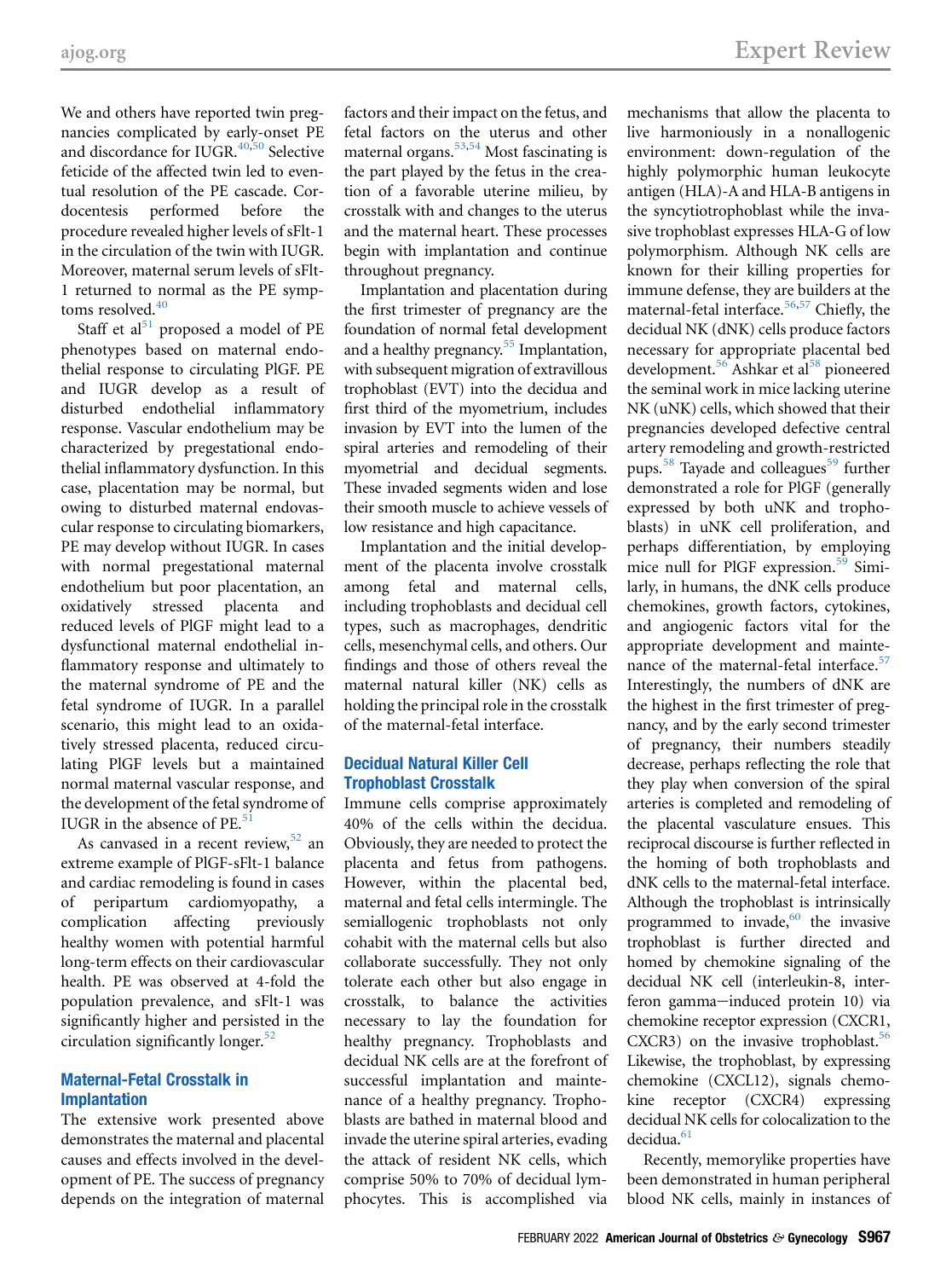We and others have reported twin pregnancies complicated by early-onset PE and discordance for IUGR.[40,50] Selective feticide of the affected twin led to eventual resolution of the PE cascade. Cordocentesis performed before the procedure revealed higher levels of sFlt-1 in the circulation of the twin with IUGR. Moreover, maternal serum levels of sFlt-1 returned to normal as the PE symptoms resolved.[40]

Staff et al[51] proposed a model of PE phenotypes based on maternal endothelial response to circulating PlGF. PE and IUGR develop as a result of disturbed endothelial inflammatory response. Vascular endothelium may be characterized by pregestational endothelial inflammatory dysfunction. In this case, placentation may be normal, but owing to disturbed maternal endovascular response to circulating biomarkers, PE may develop without IUGR. In cases with normal pregestational maternal endothelium but poor placentation, an oxidatively stressed placenta and reduced levels of PlGF might lead to a dysfunctional maternal endothelial inflammatory response and ultimately to the maternal syndrome of PE and the fetal syndrome of IUGR. In a parallel scenario, this might lead to an oxidatively stressed placenta, reduced circulating PlGF levels but a maintained normal maternal vascular response, and the development of the fetal syndrome of IUGR in the absence of PE.[51]

As canvased in a recent review,[52] an extreme example of PlGF-sFlt-1 balance and cardiac remodeling is found in cases of peripartum cardiomyopathy, a complication affecting previously healthy women with potential harmful long-term effects on their cardiovascular health. PE was observed at 4-fold the population prevalence, and sFlt-1 was significantly higher and persisted in the circulation significantly longer.[52]

## Maternal-Fetal Crosstalk in Implantation

The extensive work presented above demonstrates the maternal and placental causes and effects involved in the development of PE. The success of pregnancy depends on the integration of maternal factors and their impact on the fetus, and fetal factors on the uterus and other maternal organs.[53,54] Most fascinating is the part played by the fetus in the creation of a favorable uterine milieu, by crosstalk with and changes to the uterus and the maternal heart. These processes begin with implantation and continue throughout pregnancy.

Implantation and placentation during the first trimester of pregnancy are the foundation of normal fetal development and a healthy pregnancy.[55] Implantation, with subsequent migration of extravillous trophoblast (EVT) into the decidua and first third of the myometrium, includes invasion by EVT into the lumen of the spiral arteries and remodeling of their myometrial and decidual segments. These invaded segments widen and lose their smooth muscle to achieve vessels of low resistance and high capacitance.

Implantation and the initial development of the placenta involve crosstalk among fetal and maternal cells, including trophoblasts and decidual cell types, such as macrophages, dendritic cells, mesenchymal cells, and others. Our findings and those of others reveal the maternal natural killer (NK) cells as holding the principal role in the crosstalk of the maternal-fetal interface.

## Decidual Natural Killer Cell Trophoblast Crosstalk

Immune cells comprise approximately 40% of the cells within the decidua. Obviously, they are needed to protect the placenta and fetus from pathogens. However, within the placental bed, maternal and fetal cells intermingle. The semiallogenic trophoblasts not only cohabit with the maternal cells but also collaborate successfully. They not only tolerate each other but also engage in crosstalk, to balance the activities necessary to lay the foundation for healthy pregnancy. Trophoblasts and decidual NK cells are at the forefront of successful implantation and maintenance of a healthy pregnancy. Trophoblasts are bathed in maternal blood and invade the uterine spiral arteries, evading the attack of resident NK cells, which comprise 50% to 70% of decidual lymphocytes. This is accomplished via mechanisms that allow the placenta to live harmoniously in a nonallogenic environment: down-regulation of the highly polymorphic human leukocyte antigen (HLA)-A and HLA-B antigens in the syncytiotrophoblast while the invasive trophoblast expresses HLA-G of low polymorphism. Although NK cells are known for their killing properties for immune defense, they are builders at the maternal-fetal interface.[56,57] Chiefly, the decidual NK (dNK) cells produce factors necessary for appropriate placental bed development.[56] Ashkar et al[58] pioneered the seminal work in mice lacking uterine NK (uNK) cells, which showed that their pregnancies developed defective central artery remodeling and growth-restricted pups.[58] Tayade and colleagues[59] further demonstrated a role for PlGF (generally expressed by both uNK and trophoblasts) in uNK cell proliferation, and perhaps differentiation, by employing mice null for PlGF expression.[59] Similarly, in humans, the dNK cells produce chemokines, growth factors, cytokines, and angiogenic factors vital for the appropriate development and maintenance of the maternal-fetal interface.[57] Interestingly, the numbers of dNK are the highest in the first trimester of pregnancy, and by the early second trimester of pregnancy, their numbers steadily decrease, perhaps reflecting the role that they play when conversion of the spiral arteries is completed and remodeling of the placental vasculature ensues. This reciprocal discourse is further reflected in the homing of both trophoblasts and dNK cells to the maternal-fetal interface. Although the trophoblast is intrinsically programmed to invade,[60] the invasive trophoblast is further directed and homed by chemokine signaling of the decidual NK cell (interleukin-8, interferon gamma−induced protein 10) via chemokine receptor expression (CXCR1, CXCR3) on the invasive trophoblast.[56] Likewise, the trophoblast, by expressing chemokine (CXCL12), signals chemokine receptor (CXCR4) expressing decidual NK cells for colocalization to the decidua.[61]

Recently, memorylike properties have been demonstrated in human peripheral blood NK cells, mainly in instances of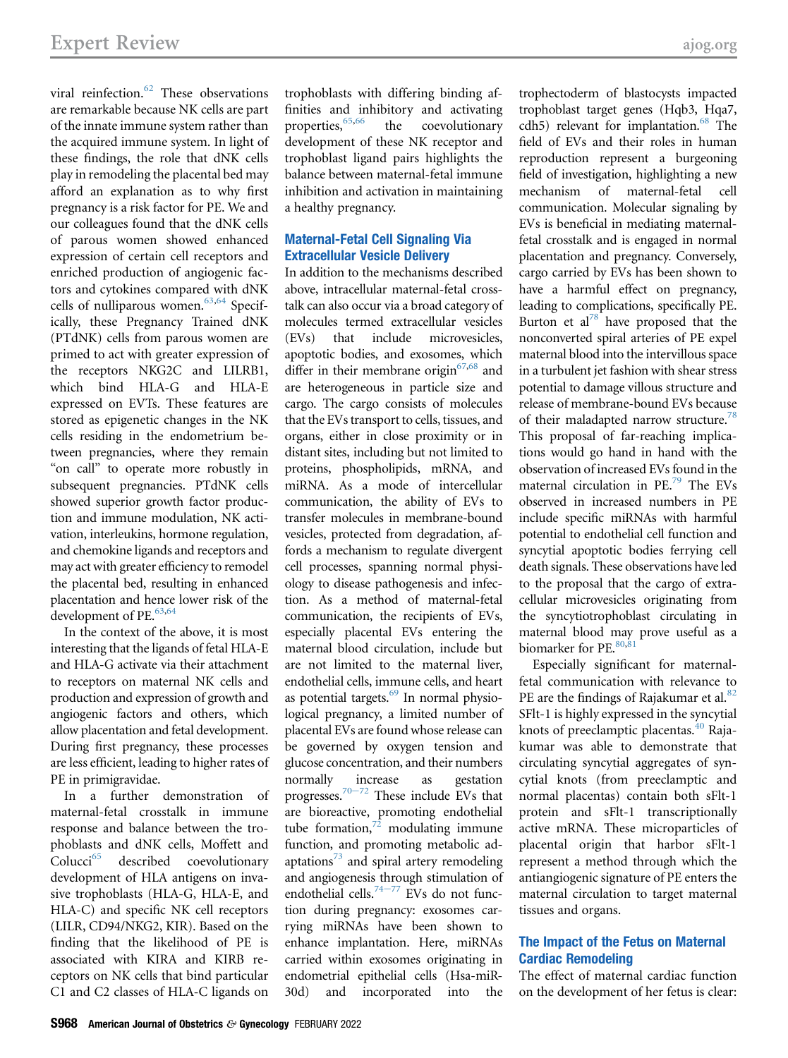viral reinfection.[62] These observations are remarkable because NK cells are part of the innate immune system rather than the acquired immune system. In light of these findings, the role that dNK cells play in remodeling the placental bed may afford an explanation as to why first pregnancy is a risk factor for PE. We and our colleagues found that the dNK cells of parous women showed enhanced expression of certain cell receptors and enriched production of angiogenic factors and cytokines compared with dNK cells of nulliparous women.[63,64] Specifically, these Pregnancy Trained dNK (PTdNK) cells from parous women are primed to act with greater expression of the receptors NKG2C and LILRB1, which bind HLA-G and HLA-E expressed on EVTs. These features are stored as epigenetic changes in the NK cells residing in the endometrium between pregnancies, where they remain "on call" to operate more robustly in subsequent pregnancies. PTdNK cells showed superior growth factor production and immune modulation, NK activation, interleukins, hormone regulation, and chemokine ligands and receptors and may act with greater efficiency to remodel the placental bed, resulting in enhanced placentation and hence lower risk of the development of PE.[63,64]

In the context of the above, it is most interesting that the ligands of fetal HLA-E and HLA-G activate via their attachment to receptors on maternal NK cells and production and expression of growth and angiogenic factors and others, which allow placentation and fetal development. During first pregnancy, these processes are less efficient, leading to higher rates of PE in primigravidae.

In a further demonstration of maternal-fetal crosstalk in immune response and balance between the trophoblasts and dNK cells, Moffett and Colucci[65] described coevolutionary development of HLA antigens on invasive trophoblasts (HLA-G, HLA-E, and HLA-C) and specific NK cell receptors (LILR, CD94/NKG2, KIR). Based on the finding that the likelihood of PE is associated with KIRA and KIRB receptors on NK cells that bind particular C1 and C2 classes of HLA-C ligands on trophoblasts with differing binding affinities and inhibitory and activating properties,[65,66] the coevolutionary development of these NK receptor and trophoblast ligand pairs highlights the balance between maternal-fetal immune inhibition and activation in maintaining a healthy pregnancy.

## Maternal-Fetal Cell Signaling Via Extracellular Vesicle Delivery

In addition to the mechanisms described above, intracellular maternal-fetal crosstalk can also occur via a broad category of molecules termed extracellular vesicles (EVs) that include microvesicles, apoptotic bodies, and exosomes, which differ in their membrane origin[67,68] and are heterogeneous in particle size and cargo. The cargo consists of molecules that the EVs transport to cells, tissues, and organs, either in close proximity or in distant sites, including but not limited to proteins, phospholipids, mRNA, and miRNA. As a mode of intercellular communication, the ability of EVs to transfer molecules in membrane-bound vesicles, protected from degradation, affords a mechanism to regulate divergent cell processes, spanning normal physiology to disease pathogenesis and infection. As a method of maternal-fetal communication, the recipients of EVs, especially placental EVs entering the maternal blood circulation, include but are not limited to the maternal liver, endothelial cells, immune cells, and heart as potential targets.[69] In normal physiological pregnancy, a limited number of placental EVs are found whose release can be governed by oxygen tension and glucose concentration, and their numbers normally increase as gestation progresses.[70–72] These include EVs that are bioreactive, promoting endothelial tube formation,[72] modulating immune function, and promoting metabolic adaptations[73] and spiral artery remodeling and angiogenesis through stimulation of endothelial cells.[74–77] EVs do not function during pregnancy: exosomes carrying miRNAs have been shown to enhance implantation. Here, miRNAs carried within exosomes originating in endometrial epithelial cells (Hsa-miR-30d) and incorporated into the trophectoderm of blastocysts impacted trophoblast target genes (Hqb3, Hqa7, cdh5) relevant for implantation.[68] The field of EVs and their roles in human reproduction represent a burgeoning field of investigation, highlighting a new mechanism of maternal-fetal cell communication. Molecular signaling by EVs is beneficial in mediating maternal-fetal crosstalk and is engaged in normal placentation and pregnancy. Conversely, cargo carried by EVs has been shown to have a harmful effect on pregnancy, leading to complications, specifically PE. Burton et al[78] have proposed that the nonconverted spiral arteries of PE expel maternal blood into the intervillous space in a turbulent jet fashion with shear stress potential to damage villous structure and release of membrane-bound EVs because of their maladapted narrow structure.[78] This proposal of far-reaching implications would go hand in hand with the observation of increased EVs found in the maternal circulation in PE.[79] The EVs observed in increased numbers in PE include specific miRNAs with harmful potential to endothelial cell function and syncytial apoptotic bodies ferrying cell death signals. These observations have led to the proposal that the cargo of extracellular microvesicles originating from the syncytiotrophoblast circulating in maternal blood may prove useful as a biomarker for PE.[80,81]

Especially significant for maternal-fetal communication with relevance to PE are the findings of Rajakumar et al.[82] SFlt-1 is highly expressed in the syncytial knots of preeclamptic placentas.[40] Rajakumar was able to demonstrate that circulating syncytial aggregates of syncytial knots (from preeclamptic and normal placentas) contain both sFlt-1 protein and sFlt-1 transcriptionally active mRNA. These microparticles of placental origin that harbor sFlt-1 represent a method through which the antiangiogenic signature of PE enters the maternal circulation to target maternal tissues and organs.

## The Impact of the Fetus on Maternal Cardiac Remodeling

The effect of maternal cardiac function on the development of her fetus is clear: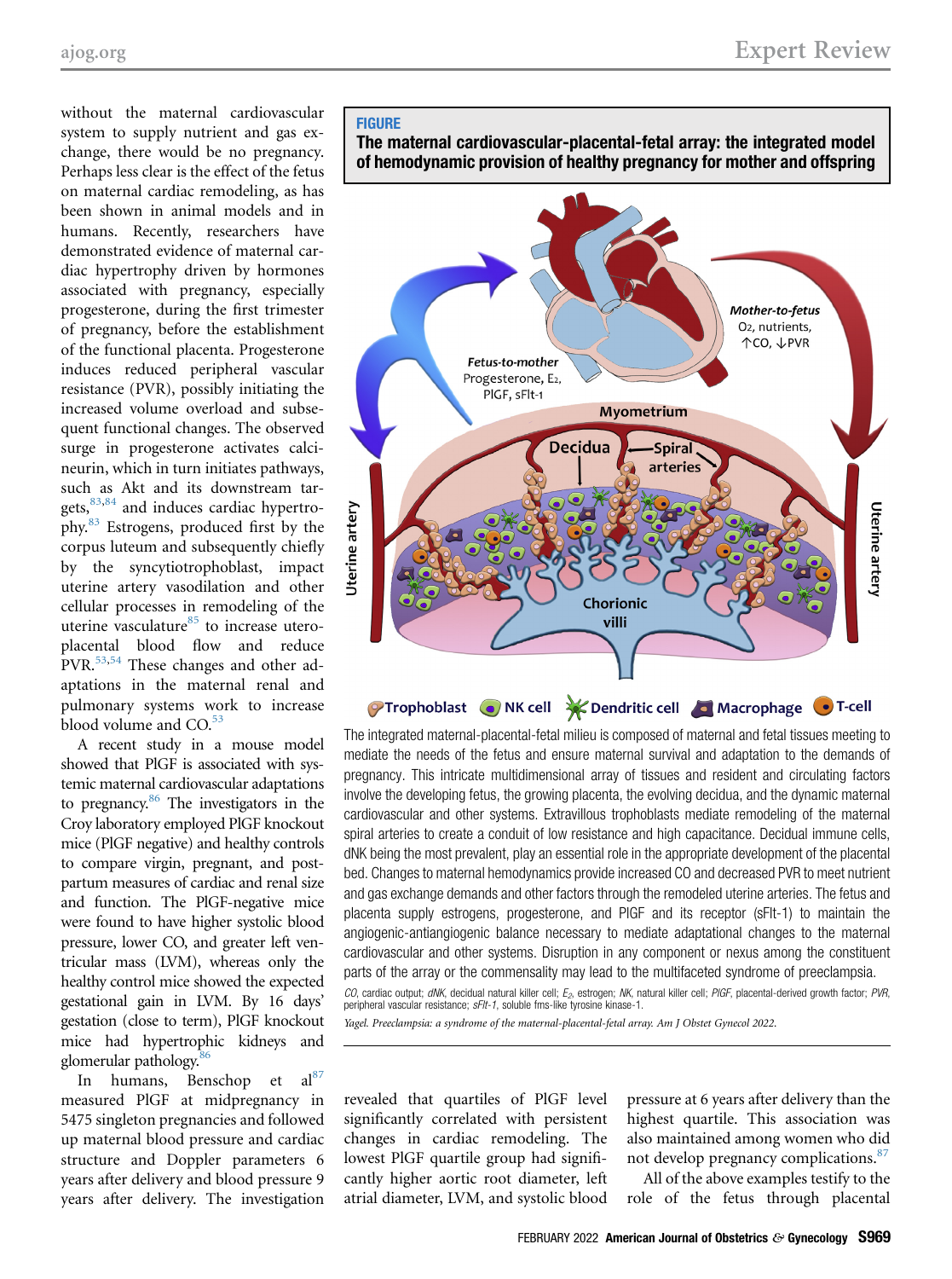without the maternal cardiovascular system to supply nutrient and gas exchange, there would be no pregnancy. Perhaps less clear is the effect of the fetus on maternal cardiac remodeling, as has been shown in animal models and in humans. Recently, researchers have demonstrated evidence of maternal cardiac hypertrophy driven by hormones associated with pregnancy, especially progesterone, during the first trimester of pregnancy, before the establishment of the functional placenta. Progesterone induces reduced peripheral vascular resistance (PVR), possibly initiating the increased volume overload and subsequent functional changes. The observed surge in progesterone activates calcineurin, which in turn initiates pathways, such as Akt and its downstream targets,[83,84] and induces cardiac hypertrophy.[83] Estrogens, produced first by the corpus luteum and subsequently chiefly by the syncytiotrophoblast, impact uterine artery vasodilation and other cellular processes in remodeling of the uterine vasculature[85] to increase uteroplacental blood flow and reduce PVR.[53,54] These changes and other adaptations in the maternal renal and pulmonary systems work to increase blood volume and CO.[53]

A recent study in a mouse model showed that PlGF is associated with systemic maternal cardiovascular adaptations to pregnancy.[86] The investigators in the Croy laboratory employed PlGF knockout mice (PlGF negative) and healthy controls to compare virgin, pregnant, and postpartum measures of cardiac and renal size and function. The PlGF-negative mice were found to have higher systolic blood pressure, lower CO, and greater left ventricular mass (LVM), whereas only the healthy control mice showed the expected gestational gain in LVM. By 16 days' gestation (close to term), PlGF knockout mice had hypertrophic kidneys and glomerular pathology.[86]

In humans, Benschop et al[87] measured PlGF at midpregnancy in 5475 singleton pregnancies and followed up maternal blood pressure and cardiac structure and Doppler parameters 6 years after delivery and blood pressure 9 years after delivery. The investigation revealed that quartiles of PlGF level significantly correlated with persistent changes in cardiac remodeling. The lowest PlGF quartile group had significantly higher aortic root diameter, left atrial diameter, LVM, and systolic blood pressure at 6 years after delivery than the highest quartile. This association was also maintained among women who did not develop pregnancy complications.[87]

All of the above examples testify to the role of the fetus through placental

**FIGURE**

**The maternal cardiovascular-placental-fetal array: the integrated model of hemodynamic provision of healthy pregnancy for mother and offspring**

Mother-to-fetus
$O_2$, nutrients,
↑CO, ↓PVR

Fetus-to-mother
Progesterone, $E_2$,
PlGF, sFlt-1

Myometrium
Decidua
Spiral arteries
Uterine artery
Chorionic villi
Uterine artery

Trophoblast NK cell Dendritic cell Macrophage T-cell

The integrated maternal-placental-fetal milieu is composed of maternal and fetal tissues meeting to mediate the needs of the fetus and ensure maternal survival and adaptation to the demands of pregnancy. This intricate multidimensional array of tissues and resident and circulating factors involve the developing fetus, the growing placenta, the evolving decidua, and the dynamic maternal cardiovascular and other systems. Extravillous trophoblasts mediate remodeling of the maternal spiral arteries to create a conduit of low resistance and high capacitance. Decidual immune cells, dNK being the most prevalent, play an essential role in the appropriate development of the placental bed. Changes to maternal hemodynamics provide increased CO and decreased PVR to meet nutrient and gas exchange demands and other factors through the remodeled uterine arteries. The fetus and placenta supply estrogens, progesterone, and PlGF and its receptor (sFlt-1) to maintain the angiogenic-antiangiogenic balance necessary to mediate adaptational changes to the maternal cardiovascular and other systems. Disruption in any component or nexus among the constituent parts of the array or the commensality may lead to the multifaceted syndrome of preeclampsia.

*CO*, cardiac output; *dNK*, decidual natural killer cell; *$E_2$*, estrogen; *NK*, natural killer cell; *PlGF*, placental-derived growth factor; *PVR*, peripheral vascular resistance; *sFlt-1*, soluble fms-like tyrosine kinase-1.

*Yagel. Preeclampsia: a syndrome of the maternal-placental-fetal array. Am J Obstet Gynecol 2022.*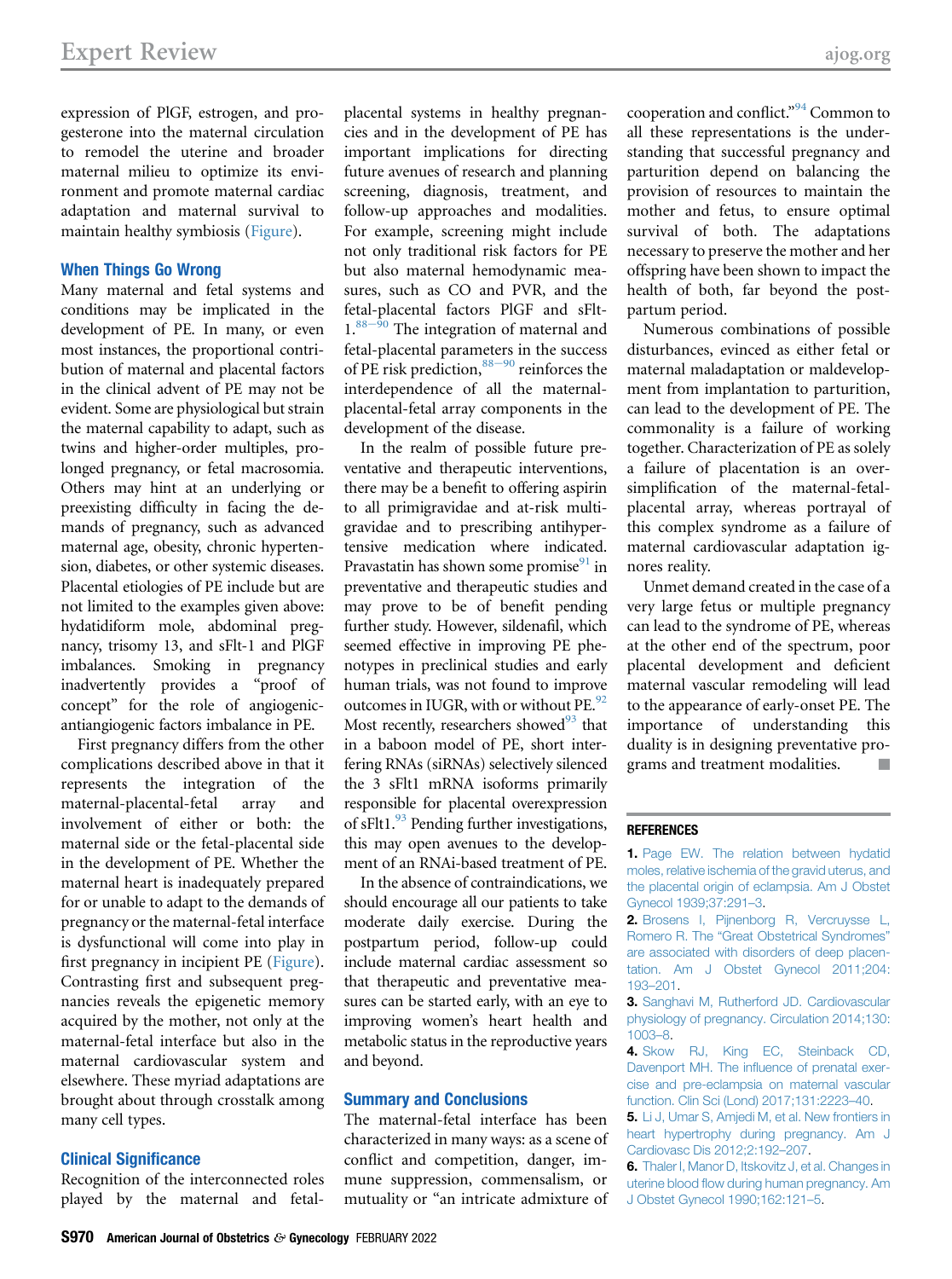expression of PlGF, estrogen, and progesterone into the maternal circulation to remodel the uterine and broader maternal milieu to optimize its environment and promote maternal cardiac adaptation and maternal survival to maintain healthy symbiosis (Figure).

## When Things Go Wrong

Many maternal and fetal systems and conditions may be implicated in the development of PE. In many, or even most instances, the proportional contribution of maternal and placental factors in the clinical advent of PE may not be evident. Some are physiological but strain the maternal capability to adapt, such as twins and higher-order multiples, prolonged pregnancy, or fetal macrosomia. Others may hint at an underlying or preexisting difficulty in facing the demands of pregnancy, such as advanced maternal age, obesity, chronic hypertension, diabetes, or other systemic diseases. Placental etiologies of PE include but are not limited to the examples given above: hydatidiform mole, abdominal pregnancy, trisomy 13, and sFlt-1 and PlGF imbalances. Smoking in pregnancy inadvertently provides a "proof of concept" for the role of angiogenic-antiangiogenic factors imbalance in PE.

First pregnancy differs from the other complications described above in that it represents the integration of the maternal-placental-fetal array and involvement of either or both: the maternal side or the fetal-placental side in the development of PE. Whether the maternal heart is inadequately prepared for or unable to adapt to the demands of pregnancy or the maternal-fetal interface is dysfunctional will come into play in first pregnancy in incipient PE (Figure). Contrasting first and subsequent pregnancies reveals the epigenetic memory acquired by the mother, not only at the maternal-fetal interface but also in the maternal cardiovascular system and elsewhere. These myriad adaptations are brought about through crosstalk among many cell types.

## Clinical Significance

Recognition of the interconnected roles played by the maternal and fetal-placental systems in healthy pregnancies and in the development of PE has important implications for directing future avenues of research and planning screening, diagnosis, treatment, and follow-up approaches and modalities. For example, screening might include not only traditional risk factors for PE but also maternal hemodynamic measures, such as CO and PVR, and the fetal-placental factors PlGF and sFlt-1.[88–90] The integration of maternal and fetal-placental parameters in the success of PE risk prediction,[88–90] reinforces the interdependence of all the maternal-placental-fetal array components in the development of the disease.

In the realm of possible future preventative and therapeutic interventions, there may be a benefit to offering aspirin to all primigravidae and at-risk multigravidae and to prescribing antihypertensive medication where indicated. Pravastatin has shown some promise[91] in preventative and therapeutic studies and may prove to be of benefit pending further study. However, sildenafil, which seemed effective in improving PE phenotypes in preclinical studies and early human trials, was not found to improve outcomes in IUGR, with or without PE.[92] Most recently, researchers showed[93] that in a baboon model of PE, short interfering RNAs (siRNAs) selectively silenced the 3 sFlt1 mRNA isoforms primarily responsible for placental overexpression of sFlt1.[93] Pending further investigations, this may open avenues to the development of an RNAi-based treatment of PE.

In the absence of contraindications, we should encourage all our patients to take moderate daily exercise. During the postpartum period, follow-up could include maternal cardiac assessment so that therapeutic and preventative measures can be started early, with an eye to improving women's heart health and metabolic status in the reproductive years and beyond.

## Summary and Conclusions

The maternal-fetal interface has been characterized in many ways: as a scene of conflict and competition, danger, immune suppression, commensalism, or mutuality or "an intricate admixture of cooperation and conflict."[94] Common to all these representations is the understanding that successful pregnancy and parturition depend on balancing the provision of resources to maintain the mother and fetus, to ensure optimal survival of both. The adaptations necessary to preserve the mother and her offspring have been shown to impact the health of both, far beyond the postpartum period.

Numerous combinations of possible disturbances, evinced as either fetal or maternal maladaptation or maldevelopment from implantation to parturition, can lead to the development of PE. The commonality is a failure of working together. Characterization of PE as solely a failure of placentation is an oversimplification of the maternal-fetal-placental array, whereas portrayal of this complex syndrome as a failure of maternal cardiovascular adaptation ignores reality.

Unmet demand created in the case of a very large fetus or multiple pregnancy can lead to the syndrome of PE, whereas at the other end of the spectrum, poor placental development and deficient maternal vascular remodeling will lead to the appearance of early-onset PE. The importance of understanding this duality is in designing preventative programs and treatment modalities. ■

## REFERENCES

1. Page EW. The relation between hydatid moles, relative ischemia of the gravid uterus, and the placental origin of eclampsia. Am J Obstet Gynecol 1939;37:291–3.
2. Brosens I, Pijnenborg R, Vercruysse L, Romero R. The "Great Obstetrical Syndromes" are associated with disorders of deep placentation. Am J Obstet Gynecol 2011;204:193–201.
3. Sanghavi M, Rutherford JD. Cardiovascular physiology of pregnancy. Circulation 2014;130:1003–8.
4. Skow RJ, King EC, Steinback CD, Davenport MH. The influence of prenatal exercise and pre-eclampsia on maternal vascular function. Clin Sci (Lond) 2017;131:2223–40.
5. Li J, Umar S, Amjedi M, et al. New frontiers in heart hypertrophy during pregnancy. Am J Cardiovasc Dis 2012;2:192–207.
6. Thaler I, Manor D, Itskovitz J, et al. Changes in uterine blood flow during human pregnancy. Am J Obstet Gynecol 1990;162:121–5.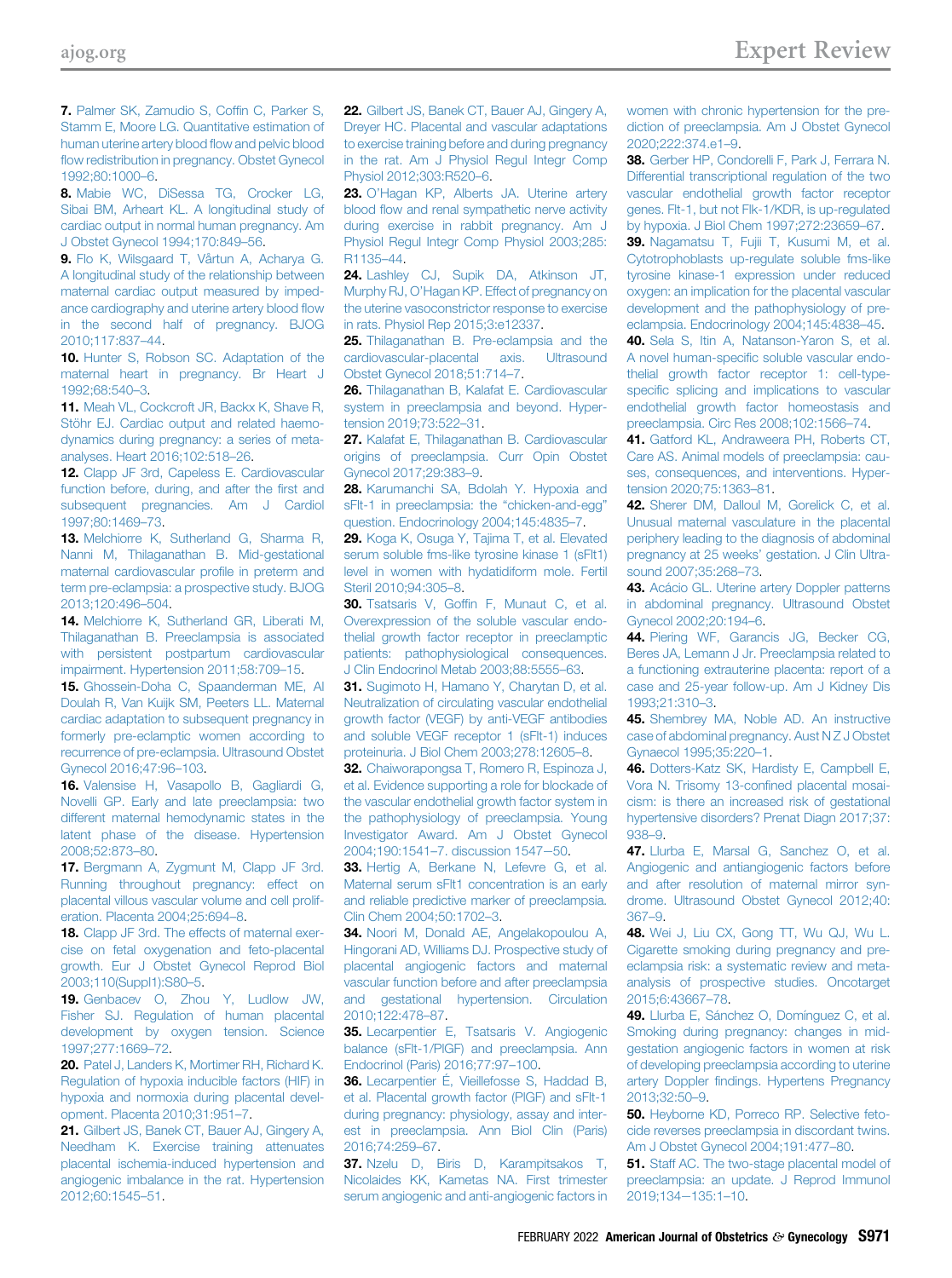7. Palmer SK, Zamudio S, Coffin C, Parker S, Stamm E, Moore LG. Quantitative estimation of human uterine artery blood flow and pelvic blood flow redistribution in pregnancy. Obstet Gynecol 1992;80:1000–6.

8. Mabie WC, DiSessa TG, Crocker LG, Sibai BM, Arheart KL. A longitudinal study of cardiac output in normal human pregnancy. Am J Obstet Gynecol 1994;170:849–56.

9. Flo K, Wilsgaard T, Vårtun A, Acharya G. A longitudinal study of the relationship between maternal cardiac output measured by impedance cardiography and uterine artery blood flow in the second half of pregnancy. BJOG 2010;117:837–44.

10. Hunter S, Robson SC. Adaptation of the maternal heart in pregnancy. Br Heart J 1992;68:540–3.

11. Meah VL, Cockcroft JR, Backx K, Shave R, Stöhr EJ. Cardiac output and related haemodynamics during pregnancy: a series of meta-analyses. Heart 2016;102:518–26.

12. Clapp JF 3rd, Capeless E. Cardiovascular function before, during, and after the first and subsequent pregnancies. Am J Cardiol 1997;80:1469–73.

13. Melchiorre K, Sutherland G, Sharma R, Nanni M, Thilaganathan B. Mid-gestational maternal cardiovascular profile in preterm and term pre-eclampsia: a prospective study. BJOG 2013;120:496–504.

14. Melchiorre K, Sutherland GR, Liberati M, Thilaganathan B. Preeclampsia is associated with persistent postpartum cardiovascular impairment. Hypertension 2011;58:709–15.

15. Ghossein-Doha C, Spaanderman ME, Al Doulah R, Van Kuijk SM, Peeters LL. Maternal cardiac adaptation to subsequent pregnancy in formerly pre-eclamptic women according to recurrence of pre-eclampsia. Ultrasound Obstet Gynecol 2016;47:96–103.

16. Valensise H, Vasapollo B, Gagliardi G, Novelli GP. Early and late preeclampsia: two different maternal hemodynamic states in the latent phase of the disease. Hypertension 2008;52:873–80.

17. Bergmann A, Zygmunt M, Clapp JF 3rd. Running throughout pregnancy: effect on placental villous vascular volume and cell proliferation. Placenta 2004;25:694–8.

18. Clapp JF 3rd. The effects of maternal exercise on fetal oxygenation and feto-placental growth. Eur J Obstet Gynecol Reprod Biol 2003;110(Suppl1):S80–5.

19. Genbacev O, Zhou Y, Ludlow JW, Fisher SJ. Regulation of human placental development by oxygen tension. Science 1997;277:1669–72.

20. Patel J, Landers K, Mortimer RH, Richard K. Regulation of hypoxia inducible factors (HIF) in hypoxia and normoxia during placental development. Placenta 2010;31:951–7.

21. Gilbert JS, Banek CT, Bauer AJ, Gingery A, Needham K. Exercise training attenuates placental ischemia-induced hypertension and angiogenic imbalance in the rat. Hypertension 2012;60:1545–51.

22. Gilbert JS, Banek CT, Bauer AJ, Gingery A, Dreyer HC. Placental and vascular adaptations to exercise training before and during pregnancy in the rat. Am J Physiol Regul Integr Comp Physiol 2012;303:R520–6.

23. O'Hagan KP, Alberts JA. Uterine artery blood flow and renal sympathetic nerve activity during exercise in rabbit pregnancy. Am J Physiol Regul Integr Comp Physiol 2003;285: R1135–44.

24. Lashley CJ, Supik DA, Atkinson JT, Murphy RJ, O'Hagan KP. Effect of pregnancy on the uterine vasoconstrictor response to exercise in rats. Physiol Rep 2015;3:e12337.

25. Thilaganathan B. Pre-eclampsia and the cardiovascular-placental axis. Ultrasound Obstet Gynecol 2018;51:714–7.

26. Thilaganathan B, Kalafat E. Cardiovascular system in preeclampsia and beyond. Hypertension 2019;73:522–31.

27. Kalafat E, Thilaganathan B. Cardiovascular origins of preeclampsia. Curr Opin Obstet Gynecol 2017;29:383–9.

28. Karumanchi SA, Bdolah Y. Hypoxia and sFlt-1 in preeclampsia: the "chicken-and-egg" question. Endocrinology 2004;145:4835–7.

29. Koga K, Osuga Y, Tajima T, et al. Elevated serum soluble fms-like tyrosine kinase 1 (sFlt1) level in women with hydatidiform mole. Fertil Steril 2010;94:305–8.

30. Tsatsaris V, Goffin F, Munaut C, et al. Overexpression of the soluble vascular endothelial growth factor receptor in preeclamptic patients: pathophysiological consequences. J Clin Endocrinol Metab 2003;88:5555–63.

31. Sugimoto H, Hamano Y, Charytan D, et al. Neutralization of circulating vascular endothelial growth factor (VEGF) by anti-VEGF antibodies and soluble VEGF receptor 1 (sFlt-1) induces proteinuria. J Biol Chem 2003;278:12605–8.

32. Chaiworapongsa T, Romero R, Espinoza J, et al. Evidence supporting a role for blockade of the vascular endothelial growth factor system in the pathophysiology of preeclampsia. Young Investigator Award. Am J Obstet Gynecol 2004;190:1541–7. discussion 1547–50.

33. Hertig A, Berkane N, Lefevre G, et al. Maternal serum sFlt1 concentration is an early and reliable predictive marker of preeclampsia. Clin Chem 2004;50:1702–3.

34. Noori M, Donald AE, Angelakopoulou A, Hingorani AD, Williams DJ. Prospective study of placental angiogenic factors and maternal vascular function before and after preeclampsia and gestational hypertension. Circulation 2010;122:478–87.

35. Lecarpentier E, Tsatsaris V. Angiogenic balance (sFlt-1/PlGF) and preeclampsia. Ann Endocrinol (Paris) 2016;77:97–100.

36. Lecarpentier É, Vieillefosse S, Haddad B, et al. Placental growth factor (PlGF) and sFlt-1 during pregnancy: physiology, assay and interest in preeclampsia. Ann Biol Clin (Paris) 2016;74:259–67.

37. Nzelu D, Biris D, Karampitsakos T, Nicolaides KK, Kametas NA. First trimester serum angiogenic and anti-angiogenic factors in women with chronic hypertension for the prediction of preeclampsia. Am J Obstet Gynecol 2020;222:374.e1–9.

38. Gerber HP, Condorelli F, Park J, Ferrara N. Differential transcriptional regulation of the two vascular endothelial growth factor receptor genes. Flt-1, but not Flk-1/KDR, is up-regulated by hypoxia. J Biol Chem 1997;272:23659–67.

39. Nagamatsu T, Fujii T, Kusumi M, et al. Cytotrophoblasts up-regulate soluble fms-like tyrosine kinase-1 expression under reduced oxygen: an implication for the placental vascular development and the pathophysiology of preeclampsia. Endocrinology 2004;145:4838–45.

40. Sela S, Itin A, Natanson-Yaron S, et al. A novel human-specific soluble vascular endothelial growth factor receptor 1: cell-type-specific splicing and implications to vascular endothelial growth factor homeostasis and preeclampsia. Circ Res 2008;102:1566–74.

41. Gatford KL, Andraweera PH, Roberts CT, Care AS. Animal models of preeclampsia: causes, consequences, and interventions. Hypertension 2020;75:1363–81.

42. Sherer DM, Dalloul M, Gorelick C, et al. Unusual maternal vasculature in the placental periphery leading to the diagnosis of abdominal pregnancy at 25 weeks' gestation. J Clin Ultrasound 2007;35:268–73.

43. Acácio GL. Uterine artery Doppler patterns in abdominal pregnancy. Ultrasound Obstet Gynecol 2002;20:194–6.

44. Piering WF, Garancis JG, Becker CG, Beres JA, Lemann J Jr. Preeclampsia related to a functioning extrauterine placenta: report of a case and 25-year follow-up. Am J Kidney Dis 1993;21:310–3.

45. Shembrey MA, Noble AD. An instructive case of abdominal pregnancy. Aust N Z J Obstet Gynaecol 1995;35:220–1.

46. Dotters-Katz SK, Hardisty E, Campbell E, Vora N. Trisomy 13-confined placental mosaicism: is there an increased risk of gestational hypertensive disorders? Prenat Diagn 2017;37: 938–9.

47. Llurba E, Marsal G, Sanchez O, et al. Angiogenic and antiangiogenic factors before and after resolution of maternal mirror syndrome. Ultrasound Obstet Gynecol 2012;40: 367–9.

48. Wei J, Liu CX, Gong TT, Wu QJ, Wu L. Cigarette smoking during pregnancy and preeclampsia risk: a systematic review and meta-analysis of prospective studies. Oncotarget 2015;6:43667–78.

49. Llurba E, Sánchez O, Domínguez C, et al. Smoking during pregnancy: changes in mid-gestation angiogenic factors in women at risk of developing preeclampsia according to uterine artery Doppler findings. Hypertens Pregnancy 2013;32:50–9.

50. Heyborne KD, Porreco RP. Selective fetocide reverses preeclampsia in discordant twins. Am J Obstet Gynecol 2004;191:477–80.

51. Staff AC. The two-stage placental model of preeclampsia: an update. J Reprod Immunol 2019;134–135:1–10.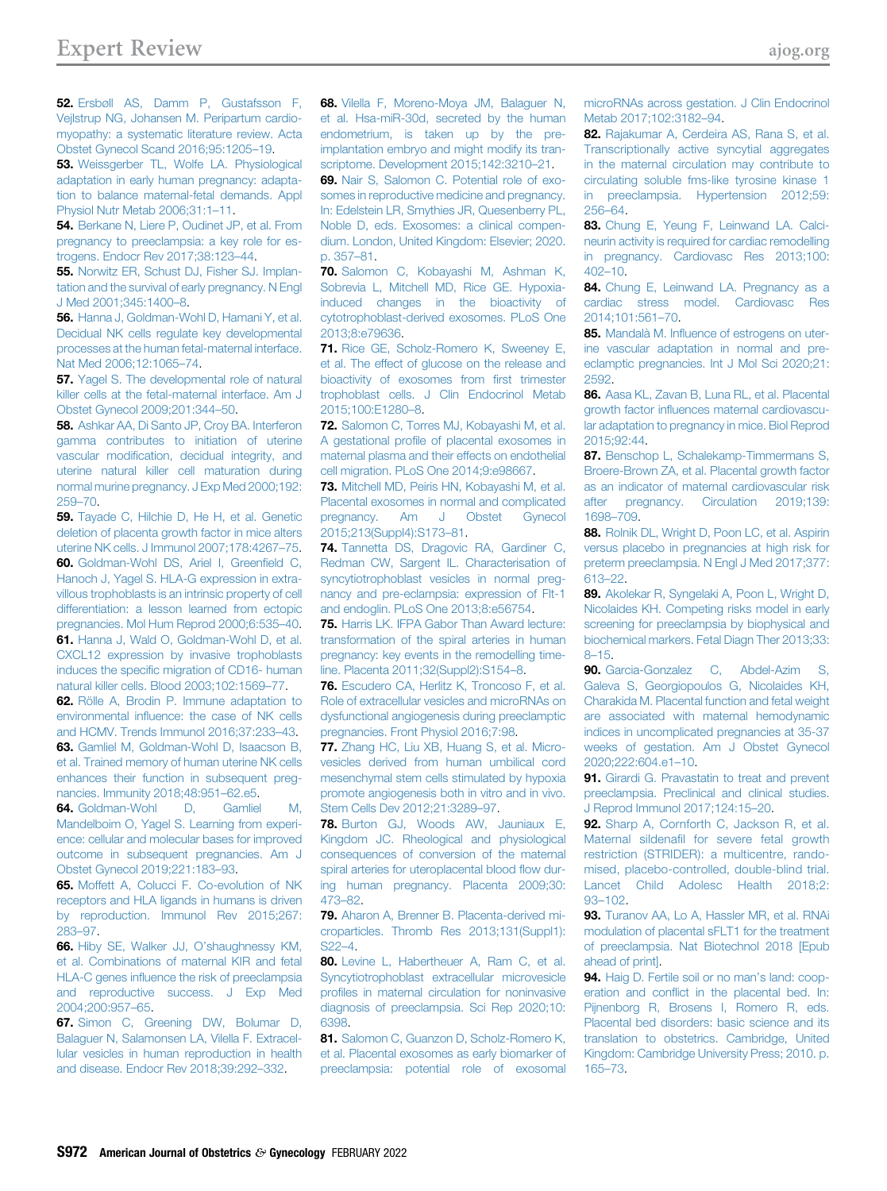52. Ersbøll AS, Damm P, Gustafsson F, Vejlstrup NG, Johansen M. Peripartum cardiomyopathy: a systematic literature review. Acta Obstet Gynecol Scand 2016;95:1205–19.

53. Weissgerber TL, Wolfe LA. Physiological adaptation in early human pregnancy: adaptation to balance maternal-fetal demands. Appl Physiol Nutr Metab 2006;31:1–11.

54. Berkane N, Liere P, Oudinet JP, et al. From pregnancy to preeclampsia: a key role for estrogens. Endocr Rev 2017;38:123–44.

55. Norwitz ER, Schust DJ, Fisher SJ. Implantation and the survival of early pregnancy. N Engl J Med 2001;345:1400–8.

56. Hanna J, Goldman-Wohl D, Hamani Y, et al. Decidual NK cells regulate key developmental processes at the human fetal-maternal interface. Nat Med 2006;12:1065–74.

57. Yagel S. The developmental role of natural killer cells at the fetal-maternal interface. Am J Obstet Gynecol 2009;201:344–50.

58. Ashkar AA, Di Santo JP, Croy BA. Interferon gamma contributes to initiation of uterine vascular modification, decidual integrity, and uterine natural killer cell maturation during normal murine pregnancy. J Exp Med 2000;192: 259–70.

59. Tayade C, Hilchie D, He H, et al. Genetic deletion of placenta growth factor in mice alters uterine NK cells. J Immunol 2007;178:4267–75.

60. Goldman-Wohl DS, Ariel I, Greenfield C, Hanoch J, Yagel S. HLA-G expression in extravillous trophoblasts is an intrinsic property of cell differentiation: a lesson learned from ectopic pregnancies. Mol Hum Reprod 2000;6:535–40.

61. Hanna J, Wald O, Goldman-Wohl D, et al. CXCL12 expression by invasive trophoblasts induces the specific migration of CD16- human natural killer cells. Blood 2003;102:1569–77.

62. Rölle A, Brodin P. Immune adaptation to environmental influence: the case of NK cells and HCMV. Trends Immunol 2016;37:233–43.

63. Gamliel M, Goldman-Wohl D, Isaacson B, et al. Trained memory of human uterine NK cells enhances their function in subsequent pregnancies. Immunity 2018;48:951–62.e5.

64. Goldman-Wohl D, Gamliel M, Mandelboim O, Yagel S. Learning from experience: cellular and molecular bases for improved outcome in subsequent pregnancies. Am J Obstet Gynecol 2019;221:183–93.

65. Moffett A, Colucci F. Co-evolution of NK receptors and HLA ligands in humans is driven by reproduction. Immunol Rev 2015;267: 283–97.

66. Hiby SE, Walker JJ, O'shaughnessy KM, et al. Combinations of maternal KIR and fetal HLA-C genes influence the risk of preeclampsia and reproductive success. J Exp Med 2004;200:957–65.

67. Simon C, Greening DW, Bolumar D, Balaguer N, Salamonsen LA, Vilella F. Extracellular vesicles in human reproduction in health and disease. Endocr Rev 2018;39:292–332.

68. Vilella F, Moreno-Moya JM, Balaguer N, et al. Hsa-miR-30d, secreted by the human endometrium, is taken up by the pre-implantation embryo and might modify its transcriptome. Development 2015;142:3210–21.

69. Nair S, Salomon C. Potential role of exosomes in reproductive medicine and pregnancy. In: Edelstein LR, Smythies JR, Quesenberry PL, Noble D, eds. Exosomes: a clinical compendium. London, United Kingdom: Elsevier; 2020. p. 357–81.

70. Salomon C, Kobayashi M, Ashman K, Sobrevia L, Mitchell MD, Rice GE. Hypoxia-induced changes in the bioactivity of cytotrophoblast-derived exosomes. PLoS One 2013;8:e79636.

71. Rice GE, Scholz-Romero K, Sweeney E, et al. The effect of glucose on the release and bioactivity of exosomes from first trimester trophoblast cells. J Clin Endocrinol Metab 2015;100:E1280–8.

72. Salomon C, Torres MJ, Kobayashi M, et al. A gestational profile of placental exosomes in maternal plasma and their effects on endothelial cell migration. PLoS One 2014;9:e98667.

73. Mitchell MD, Peiris HN, Kobayashi M, et al. Placental exosomes in normal and complicated pregnancy. Am J Obstet Gynecol 2015;213(Suppl4):S173–81.

74. Tannetta DS, Dragovic RA, Gardiner C, Redman CW, Sargent IL. Characterisation of syncytiotrophoblast vesicles in normal pregnancy and pre-eclampsia: expression of Flt-1 and endoglin. PLoS One 2013;8:e56754.

75. Harris LK. IFPA Gabor Than Award lecture: transformation of the spiral arteries in human pregnancy: key events in the remodelling timeline. Placenta 2011;32(Suppl2):S154–8.

76. Escudero CA, Herlitz K, Troncoso F, et al. Role of extracellular vesicles and microRNAs on dysfunctional angiogenesis during preeclamptic pregnancies. Front Physiol 2016;7:98.

77. Zhang HC, Liu XB, Huang S, et al. Microvesicles derived from human umbilical cord mesenchymal stem cells stimulated by hypoxia promote angiogenesis both in vitro and in vivo. Stem Cells Dev 2012;21:3289–97.

78. Burton GJ, Woods AW, Jauniaux E, Kingdom JC. Rheological and physiological consequences of conversion of the maternal spiral arteries for uteroplacental blood flow during human pregnancy. Placenta 2009;30: 473–82.

79. Aharon A, Brenner B. Placenta-derived microparticles. Thromb Res 2013;131(Suppl1): S22–4.

80. Levine L, Habertheuer A, Ram C, et al. Syncytiotrophoblast extracellular microvesicle profiles in maternal circulation for noninvasive diagnosis of preeclampsia. Sci Rep 2020;10: 6398.

81. Salomon C, Guanzon D, Scholz-Romero K, et al. Placental exosomes as early biomarker of preeclampsia: potential role of exosomal microRNAs across gestation. J Clin Endocrinol Metab 2017;102:3182–94.

82. Rajakumar A, Cerdeira AS, Rana S, et al. Transcriptionally active syncytial aggregates in the maternal circulation may contribute to circulating soluble fms-like tyrosine kinase 1 in preeclampsia. Hypertension 2012;59: 256–64.

83. Chung E, Yeung F, Leinwand LA. Calcineurin activity is required for cardiac remodelling in pregnancy. Cardiovasc Res 2013;100: 402–10.

84. Chung E, Leinwand LA. Pregnancy as a cardiac stress model. Cardiovasc Res 2014;101:561–70.

85. Mandalà M. Influence of estrogens on uterine vascular adaptation in normal and preeclamptic pregnancies. Int J Mol Sci 2020;21: 2592.

86. Aasa KL, Zavan B, Luna RL, et al. Placental growth factor influences maternal cardiovascular adaptation to pregnancy in mice. Biol Reprod 2015;92:44.

87. Benschop L, Schalekamp-Timmermans S, Broere-Brown ZA, et al. Placental growth factor as an indicator of maternal cardiovascular risk after pregnancy. Circulation 2019;139: 1698–709.

88. Rolnik DL, Wright D, Poon LC, et al. Aspirin versus placebo in pregnancies at high risk for preterm preeclampsia. N Engl J Med 2017;377: 613–22.

89. Akolekar R, Syngelaki A, Poon L, Wright D, Nicolaides KH. Competing risks model in early screening for preeclampsia by biophysical and biochemical markers. Fetal Diagn Ther 2013;33: 8–15.

90. Garcia-Gonzalez C, Abdel-Azim S, Galeva S, Georgiopoulos G, Nicolaides KH, Charakida M. Placental function and fetal weight are associated with maternal hemodynamic indices in uncomplicated pregnancies at 35-37 weeks of gestation. Am J Obstet Gynecol 2020;222:604.e1–10.

91. Girardi G. Pravastatin to treat and prevent preeclampsia. Preclinical and clinical studies. J Reprod Immunol 2017;124:15–20.

92. Sharp A, Cornforth C, Jackson R, et al. Maternal sildenafil for severe fetal growth restriction (STRIDER): a multicentre, randomised, placebo-controlled, double-blind trial. Lancet Child Adolesc Health 2018;2: 93–102.

93. Turanov AA, Lo A, Hassler MR, et al. RNAi modulation of placental sFLT1 for the treatment of preeclampsia. Nat Biotechnol 2018 [Epub ahead of print].

94. Haig D. Fertile soil or no man's land: cooperation and conflict in the placental bed. In: Pijnenborg R, Brosens I, Romero R, eds. Placental bed disorders: basic science and its translation to obstetrics. Cambridge, United Kingdom: Cambridge University Press; 2010. p. 165–73.